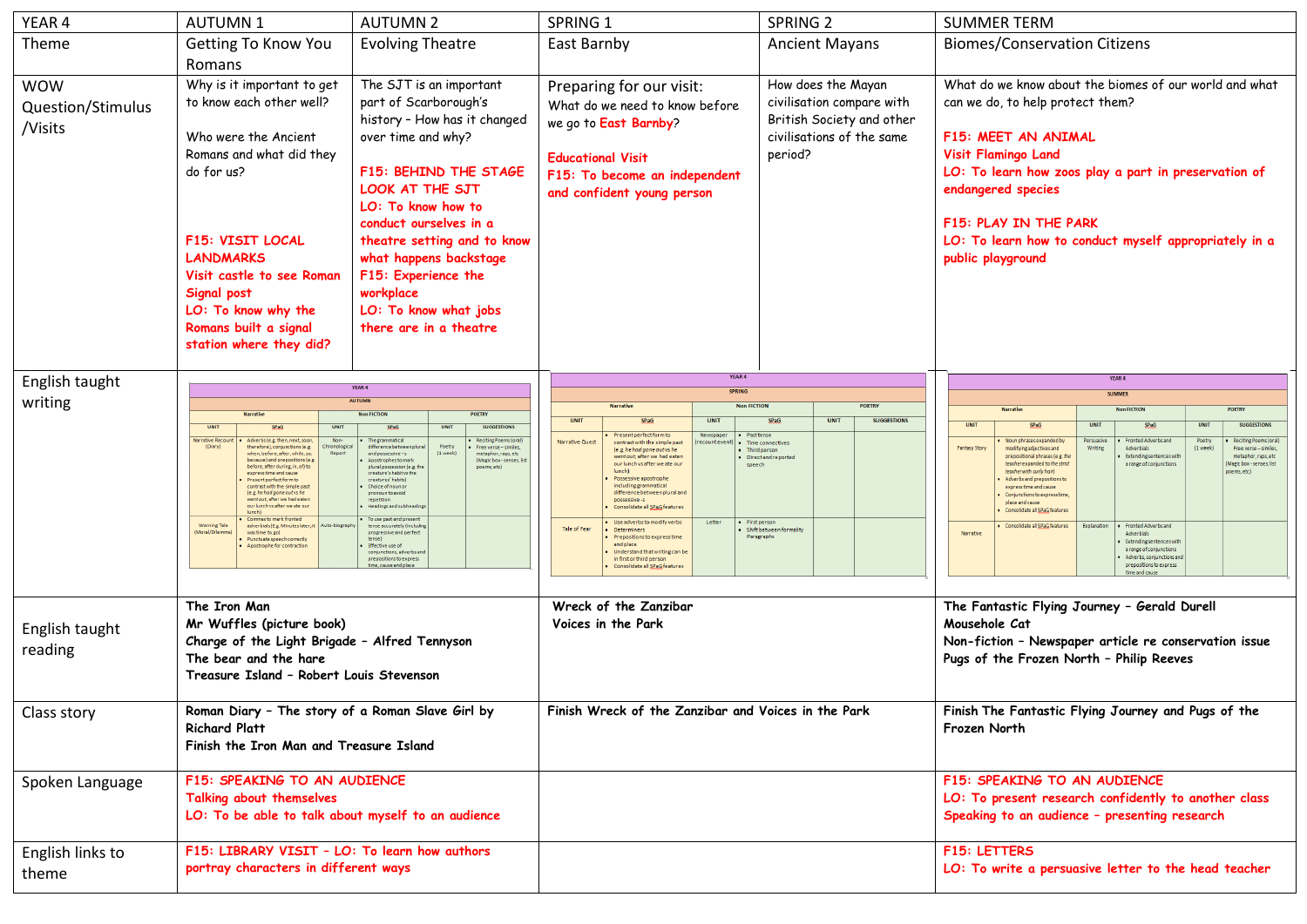| YEAR 4 | AUTUMN 1 | AUTUMN 2 | SPRING 1 | SPRING 2 | SUMMER TERM |
|---|---|---|---|---|---|
| Theme | Getting To Know You Romans | Evolving Theatre | East Barnby | Ancient Mayans | Biomes/Conservation Citizens |
| WOW Question/Stimulus /Visits | Why is it important to get to know each other well?<br><br>Who were the Ancient Romans and what did they do for us?<br><br>F15: VISIT LOCAL LANDMARKS<br>Visit castle to see Roman Signal post<br>LO: To know why the Romans built a signal station where they did? | The SJT is an important part of Scarborough's history – How has it changed over time and why?<br><br>F15: BEHIND THE STAGE LOOK AT THE SJT<br>LO: To know how to conduct ourselves in a theatre setting and to know what happens backstage<br>F15: Experience the workplace<br>LO: To know what jobs there are in a theatre | Preparing for our visit:<br>What do we need to know before we go to East Barnby?<br><br>Educational Visit<br>F15: To become an independent and confident young person | How does the Mayan civilisation compare with British Society and other civilisations of the same period? | What do we know about the biomes of our world and what can we do, to help protect them?<br><br>F15: MEET AN ANIMAL<br>Visit Flamingo Land<br>LO: To learn how zoos play a part in preservation of endangered species<br><br>F15: PLAY IN THE PARK<br>LO: To learn how to conduct myself appropriately in a public playground |
| English taught writing | | | | | |
| English taught reading | The Iron Man<br>Mr Wuffles (picture book)<br>Charge of the Light Brigade – Alfred Tennyson<br>The bear and the hare<br>Treasure Island – Robert Louis Stevenson | | Wreck of the Zanzibar<br>Voices in the Park | | The Fantastic Flying Journey – Gerald Durell<br>Mousehole Cat<br>Non-fiction – Newspaper article re conservation issue<br>Pugs of the Frozen North – Philip Reeves |
| Class story | Roman Diary – The story of a Roman Slave Girl by Richard Platt<br>Finish the Iron Man and Treasure Island | | Finish Wreck of the Zanzibar and Voices in the Park | | Finish The Fantastic Flying Journey and Pugs of the Frozen North |
| Spoken Language | F15: SPEAKING TO AN AUDIENCE<br>Talking about themselves<br>LO: To be able to talk about myself to an audience | | | | F15: SPEAKING TO AN AUDIENCE<br>LO: To present research confidently to another class<br>Speaking to an audience – presenting research |
| English links to theme | F15: LIBRARY VISIT – LO: To learn how authors portray characters in different ways | | | | F15: LETTERS<br>LO: To write a persuasive letter to the head teacher |

**YEAR 4 – AUTUMN**

| Narrative | | Non FICTION | | POETRY | |
|---|---|---|---|---|---|
| UNIT | SPaG | UNIT | SPaG | UNIT | SUGGESTIONS |
| Narrative Recount (Diary) | • Adverbs (e.g. then, next, soon, therefore), conjunctions (e.g. when, before, after, while, so, because) and prepositions (e.g. before, after, during, in, of) to express time and cause<br>• Present perfect form to contrast with the simple past (e.g. he had gone out vs he went out; after we had eaten our lunch vs after we ate our lunch) | Non-Chronological Report | • The grammatical difference between plural and possessive -s<br>• Apostrophes to mark plural possession (e.g. the creature's habits vs the creatures' habits)<br>• Choice of noun or pronoun to avoid repetition<br>• Headings and subheadings | Poetry (1 week) | • Reciting Poems (oral)<br>• Free verse – similes, metaphor, raps, etc (Magic box – senses, list poems, etc) |
| Warning Tale (Moral/Dilemma) | • Commas to mark fronted adverbials (e.g. Minutes later, it was time to go)<br>• Punctuate speech correctly<br>• Apostrophe for contraction | Auto-biography | • To use past and present tense accurately (including progressive and perfect tense)<br>• Effective use of conjunctions, adverbs and prepositions to express time, cause and place | | |

**YEAR 4 – SPRING**

| Narrative | | Non FICTION | | POETRY | |
|---|---|---|---|---|---|
| UNIT | SPaG | UNIT | SPaG | UNIT | SUGGESTIONS |
| Narrative Quest | • Present perfect form to contrast with the simple past (e.g. he had gone out vs he went out; after we had eaten our lunch vs after we ate our lunch)<br>• Possessive apostrophe including grammatical difference between plural and possessive -s<br>• Consolidate all SPaG features | Newspaper (recount event) | • Past tense<br>• Time connectives<br>• Third person<br>• Direct and reported speech | | |
| Tale of Fear | • Use adverbs to modify verbs<br>• Determiners<br>• Prepositions to express time and place<br>• Understand that writing can be in first or third person<br>• Consolidate all SPaG features | Letter | • First person<br>• Shift between formality<br>• Paragraphs | | |

**YEAR 4 – SUMMER**

| Narrative | | Non FICTION | | POETRY | |
|---|---|---|---|---|---|
| UNIT | SPaG | UNIT | SPaG | UNIT | SUGGESTIONS |
| Fantasy Story | • Noun phrases expanded by modifying adjectives and prepositional phrases (e.g. the teacher expanded to the strict teacher with curly hair)<br>• Adverbs and prepositions to express time and cause<br>• Conjunctions to express time, place and cause<br>• Consolidate all SPaG features | Persuasive Writing | • Fronted Adverbs and Adverbials<br>• Extending sentences with a range of conjunctions | Poetry (1 week) | • Reciting Poems (oral)<br>Free verse – similes, metaphor, raps, etc (Magic box – senses, list poems, etc) |
| Narrative | • Consolidate all SPaG features | Explanation | • Fronted Adverbs and Adverbials<br>• Extending sentences with a range of conjunctions<br>• Adverbs, conjunctions and prepositions to express time and cause | | |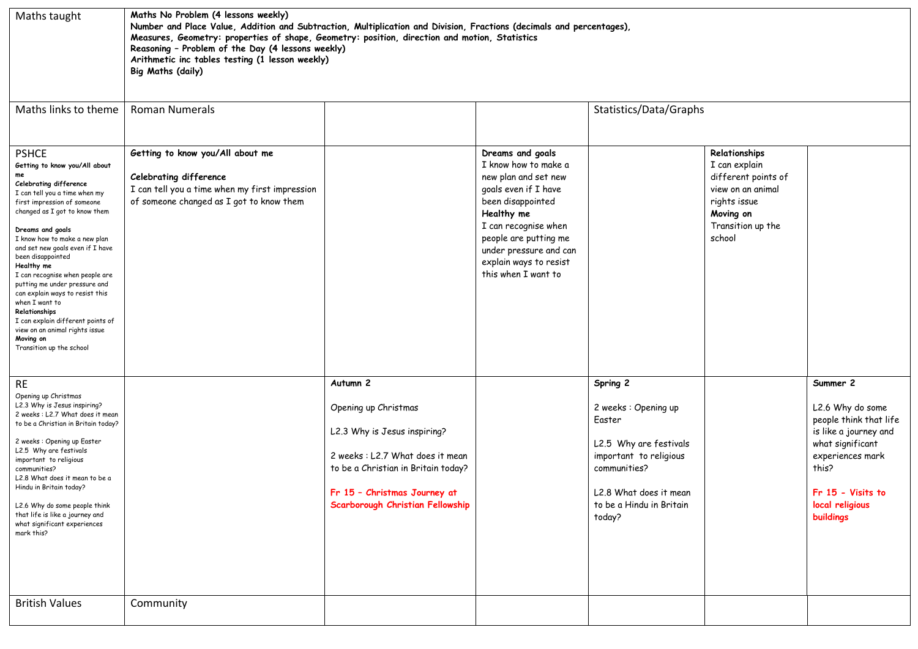| | | | | | | |
|---|---|---|---|---|---|---|
| Maths taught | **Maths No Problem (4 lessons weekly)**<br>**Number and Place Value, Addition and Subtraction, Multiplication and Division, Fractions (decimals and percentages), Measures, Geometry: properties of shape, Geometry: position, direction and motion, Statistics**<br>**Reasoning – Problem of the Day (4 lessons weekly)**<br>**Arithmetic inc tables testing (1 lesson weekly)**<br>**Big Maths (daily)** | | | | | |
| Maths links to theme | Roman Numerals | | | Statistics/Data/Graphs | | |
| PSHCE<br>**Getting to know you/All about me**<br>**Celebrating difference**<br>I can tell you a time when my first impression of someone changed as I got to know them<br><br>**Dreams and goals**<br>I know how to make a new plan and set new goals even if I have been disappointed<br>**Healthy me**<br>I can recognise when people are putting me under pressure and can explain ways to resist this when I want to<br>**Relationships**<br>I can explain different points of view on an animal rights issue<br>**Moving on**<br>Transition up the school | **Getting to know you/All about me**<br><br>**Celebrating difference**<br>I can tell you a time when my first impression of someone changed as I got to know them | | **Dreams and goals**<br>I know how to make a new plan and set new goals even if I have been disappointed<br>**Healthy me**<br>I can recognise when people are putting me under pressure and can explain ways to resist this when I want to | | **Relationships**<br>I can explain different points of view on an animal rights issue<br>**Moving on**<br>Transition up the school | |
| RE<br>Opening up Christmas<br>L2.3 Why is Jesus inspiring?<br>2 weeks : L2.7 What does it mean to be a Christian in Britain today?<br><br>2 weeks : Opening up Easter<br>L2.5 Why are festivals important to religious communities?<br>L2.8 What does it mean to be a Hindu in Britain today?<br><br>L2.6 Why do some people think that life is like a journey and what significant experiences mark this? | | **Autumn 2**<br><br>Opening up Christmas<br><br>L2.3 Why is Jesus inspiring?<br><br>2 weeks : L2.7 What does it mean to be a Christian in Britain today?<br><br>**Fr 15 – Christmas Journey at Scarborough Christian Fellowship** | | **Spring 2**<br><br>2 weeks : Opening up Easter<br><br>L2.5 Why are festivals important to religious communities?<br><br>L2.8 What does it mean to be a Hindu in Britain today? | | **Summer 2**<br><br>L2.6 Why do some people think that life is like a journey and what significant experiences mark this?<br><br>**Fr 15 - Visits to local religious buildings** |
| British Values | Community | | | | | |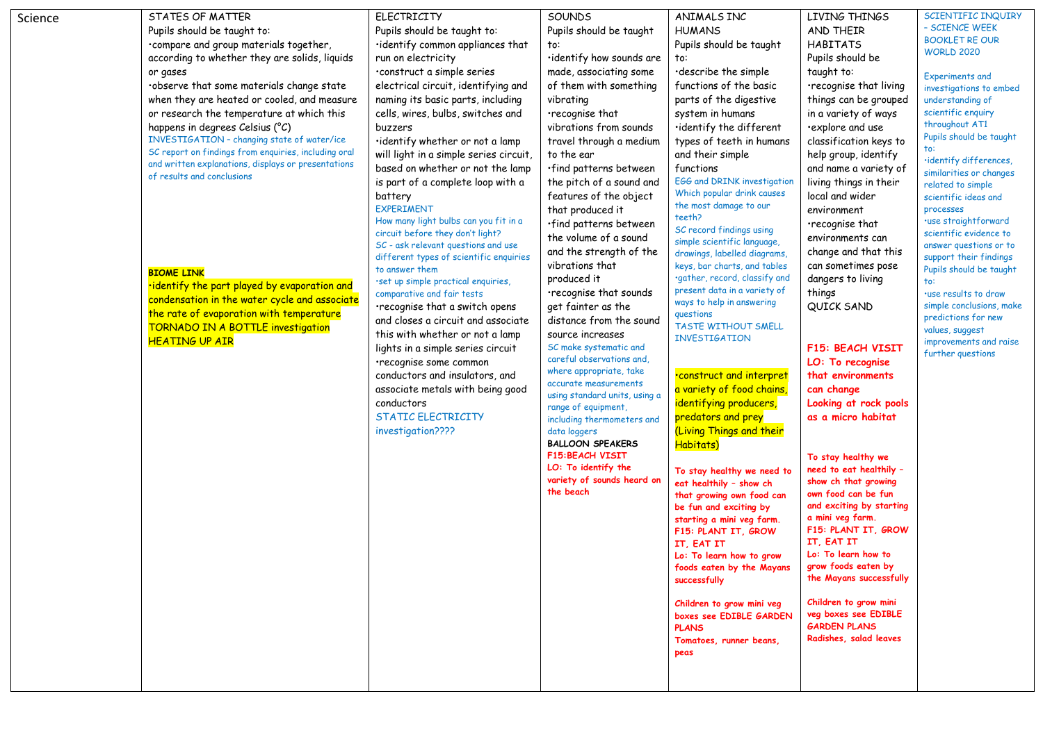| | | | | | | |
|---|---|---|---|---|---|---|
| Science | STATES OF MATTER<br>Pupils should be taught to:<br>•compare and group materials together, according to whether they are solids, liquids or gases<br>•observe that some materials change state when they are heated or cooled, and measure or research the temperature at which this happens in degrees Celsius (°C)<br>INVESTIGATION – changing state of water/ice<br>SC report on findings from enquiries, including oral and written explanations, displays or presentations of results and conclusions<br><br>**BIOME LINK**<br>•identify the part played by evaporation and condensation in the water cycle and associate the rate of evaporation with temperature<br>TORNADO IN A BOTTLE investigation<br>HEATING UP AIR | ELECTRICITY<br>Pupils should be taught to:<br>•identify common appliances that run on electricity<br>•construct a simple series electrical circuit, identifying and naming its basic parts, including cells, wires, bulbs, switches and buzzers<br>•identify whether or not a lamp will light in a simple series circuit, based on whether or not the lamp is part of a complete loop with a battery<br>EXPERIMENT<br>How many light bulbs can you fit in a circuit before they don't light?<br>SC - ask relevant questions and use different types of scientific enquiries to answer them<br>•set up simple practical enquiries, comparative and fair tests<br>•recognise that a switch opens and closes a circuit and associate this with whether or not a lamp lights in a simple series circuit<br>•recognise some common conductors and insulators, and associate metals with being good conductors<br>STATIC ELECTRICITY investigation???? | SOUNDS<br>Pupils should be taught to:<br>•identify how sounds are made, associating some of them with something vibrating<br>•recognise that vibrations from sounds travel through a medium to the ear<br>•find patterns between the pitch of a sound and features of the object that produced it<br>•find patterns between the volume of a sound and the strength of the vibrations that produced it<br>•recognise that sounds get fainter as the distance from the sound source increases<br>SC make systematic and careful observations and, where appropriate, take accurate measurements using standard units, using a range of equipment, including thermometers and data loggers<br>BALLOON SPEAKERS<br>**F15:BEACH VISIT**<br>**LO: To identify the variety of sounds heard on the beach** | ANIMALS INC HUMANS<br>Pupils should be taught to:<br>•describe the simple functions of the basic parts of the digestive system in humans<br>•identify the different types of teeth in humans and their simple functions<br>EGG and DRINK investigation<br>Which popular drink causes the most damage to our teeth?<br>SC record findings using simple scientific language, drawings, labelled diagrams, keys, bar charts, and tables<br>•gather, record, classify and present data in a variety of ways to help in answering questions<br>TASTE WITHOUT SMELL INVESTIGATION<br><br>•construct and interpret a variety of food chains, identifying producers, predators and prey (Living Things and their Habitats)<br><br>**To stay healthy we need to eat healthily – show ch that growing own food can be fun and exciting by starting a mini veg farm.**<br>**F15: PLANT IT, GROW IT, EAT IT**<br>**Lo: To learn how to grow foods eaten by the Mayans successfully**<br><br>**Children to grow mini veg boxes see EDIBLE GARDEN PLANS**<br>**Tomatoes, runner beans, peas** | LIVING THINGS AND THEIR HABITATS<br>Pupils should be taught to:<br>•recognise that living things can be grouped in a variety of ways<br>•explore and use classification keys to help group, identify and name a variety of living things in their local and wider environment<br>•recognise that environments can change and that this can sometimes pose dangers to living things<br>QUICK SAND<br><br>**F15: BEACH VISIT**<br>**LO: To recognise that environments can change**<br>**Looking at rock pools as a micro habitat**<br><br>**To stay healthy we need to eat healthily – show ch that growing own food can be fun and exciting by starting a mini veg farm.**<br>**F15: PLANT IT, GROW IT, EAT IT**<br>**Lo: To learn how to grow foods eaten by the Mayans successfully**<br><br>**Children to grow mini veg boxes see EDIBLE GARDEN PLANS**<br>**Radishes, salad leaves** | SCIENTIFIC INQUIRY – SCIENCE WEEK BOOKLET RE OUR WORLD 2020<br><br>Experiments and investigations to embed understanding of scientific enquiry throughout AT1<br>Pupils should be taught to:<br>•identify differences, similarities or changes related to simple scientific ideas and processes<br>•use straightforward scientific evidence to answer questions or to support their findings<br>Pupils should be taught to:<br>•use results to draw simple conclusions, make predictions for new values, suggest improvements and raise further questions |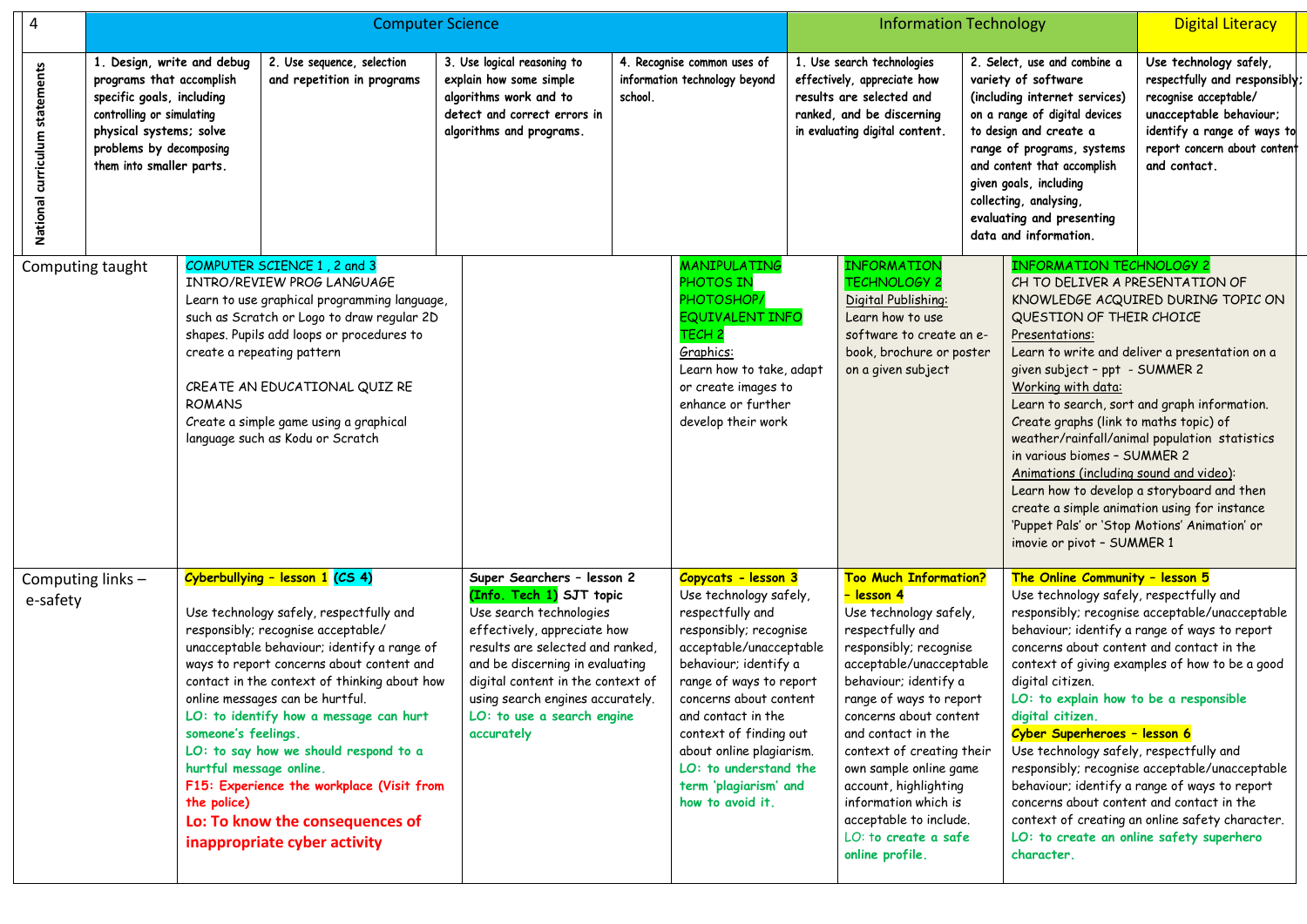| 4 | Computer Science | | | | Information Technology | | Digital Literacy |
|---|---|---|---|---|---|---|---|
| National curriculum statements | 1. Design, write and debug programs that accomplish specific goals, including controlling or simulating physical systems; solve problems by decomposing them into smaller parts. | 2. Use sequence, selection and repetition in programs | 3. Use logical reasoning to explain how some simple algorithms work and to detect and correct errors in algorithms and programs. | 4. Recognise common uses of information technology beyond school. | 1. Use search technologies effectively, appreciate how results are selected and ranked, and be discerning in evaluating digital content. | 2. Select, use and combine a variety of software (including internet services) on a range of digital devices to design and create a range of programs, systems and content that accomplish given goals, including collecting, analysing, evaluating and presenting data and information. | Use technology safely, respectfully and responsibly; recognise acceptable/ unacceptable behaviour; identify a range of ways to report concern about content and contact. |

| | | | | | |
|---|---|---|---|---|---|
| Computing taught | COMPUTER SCIENCE 1 , 2 and 3<br>INTRO/REVIEW PROG LANGUAGE<br>Learn to use graphical programming language, such as Scratch or Logo to draw regular 2D shapes. Pupils add loops or procedures to create a repeating pattern<br><br>CREATE AN EDUCATIONAL QUIZ RE ROMANS<br>Create a simple game using a graphical language such as Kodu or Scratch | | MANIPULATING PHOTOS IN PHOTOSHOP/ EQUIVALENT INFO TECH 2<br>Graphics:<br>Learn how to take, adapt or create images to enhance or further develop their work | INFORMATION TECHNOLOGY 2<br>Digital Publishing:<br>Learn how to use software to create an e-book, brochure or poster on a given subject | INFORMATION TECHNOLOGY 2<br>CH TO DELIVER A PRESENTATION OF KNOWLEDGE ACQUIRED DURING TOPIC ON QUESTION OF THEIR CHOICE<br>Presentations:<br>Learn to write and deliver a presentation on a given subject – ppt - SUMMER 2<br>Working with data:<br>Learn to search, sort and graph information. Create graphs (link to maths topic) of weather/rainfall/animal population statistics in various biomes – SUMMER 2<br>Animations (including sound and video):<br>Learn how to develop a storyboard and then create a simple animation using for instance 'Puppet Pals' or 'Stop Motions' Animation' or imovie or pivot – SUMMER 1 |
| Computing links – e-safety | **Cyberbullying – lesson 1 (CS 4)**<br><br>Use technology safely, respectfully and responsibly; recognise acceptable/ unacceptable behaviour; identify a range of ways to report concerns about content and contact in the context of thinking about how online messages can be hurtful.<br>**LO: to identify how a message can hurt someone's feelings.**<br>**LO: to say how we should respond to a hurtful message online.**<br>**F15: Experience the workplace (Visit from the police)**<br>**Lo: To know the consequences of inappropriate cyber activity** | **Super Searchers – lesson 2 (Info. Tech 1) SJT topic**<br>Use search technologies effectively, appreciate how results are selected and ranked, and be discerning in evaluating digital content in the context of using search engines accurately.<br>**LO: to use a search engine accurately** | **Copycats - lesson 3**<br>Use technology safely, respectfully and responsibly; recognise acceptable/unacceptable behaviour; identify a range of ways to report concerns about content and contact in the context of finding out about online plagiarism.<br>**LO: to understand the term 'plagiarism' and how to avoid it.** | **Too Much Information? – lesson 4**<br>Use technology safely, respectfully and responsibly; recognise acceptable/unacceptable behaviour; identify a range of ways to report concerns about content and contact in the context of creating their own sample online game account, highlighting information which is acceptable to include.<br>LO: **to create a safe online profile.** | **The Online Community – lesson 5**<br>Use technology safely, respectfully and responsibly; recognise acceptable/unacceptable behaviour; identify a range of ways to report concerns about content and contact in the context of giving examples of how to be a good digital citizen.<br>**LO: to explain how to be a responsible digital citizen.**<br>**Cyber Superheroes – lesson 6**<br>Use technology safely, respectfully and responsibly; recognise acceptable/unacceptable behaviour; identify a range of ways to report concerns about content and contact in the context of creating an online safety character.<br>**LO: to create an online safety superhero character.** |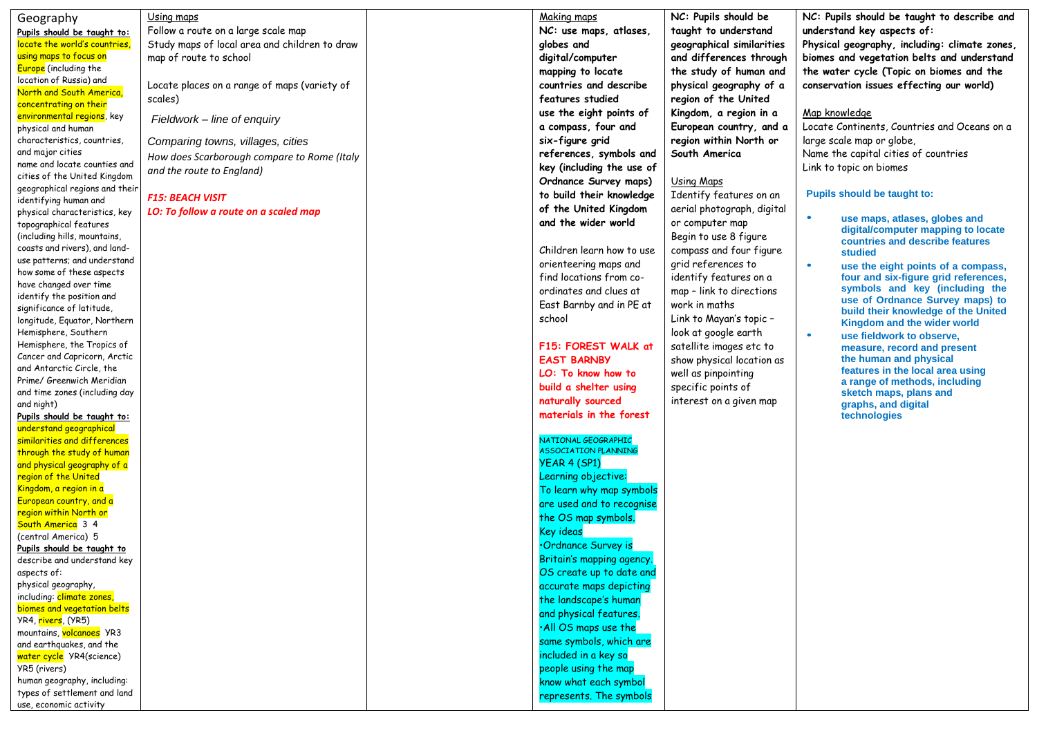| | | | | | |
|---|---|---|---|---|---|
| Geography<br>**Pupils should be taught to:**<br>locate the world's countries, using maps to focus on Europe (including the location of Russia) and North and South America, concentrating on their environmental regions, key physical and human characteristics, countries, and major cities<br>name and locate counties and cities of the United Kingdom geographical regions and their identifying human and physical characteristics, key topographical features (including hills, mountains, coasts and rivers), and land-use patterns; and understand how some of these aspects have changed over time<br>identify the position and significance of latitude, longitude, Equator, Northern Hemisphere, Southern Hemisphere, the Tropics of Cancer and Capricorn, Arctic and Antarctic Circle, the Prime/ Greenwich Meridian and time zones (including day and night)<br>**Pupils should be taught to:**<br>understand geographical similarities and differences through the study of human and physical geography of a region of the United Kingdom, a region in a European country, and a region within North or South America 3 4 (central America) 5<br>**Pupils should be taught to** describe and understand key aspects of:<br>physical geography, including: climate zones, biomes and vegetation belts YR4, rivers, (YR5) mountains, volcanoes YR3 and earthquakes, and the water cycle YR4(science) YR5 (rivers)<br>human geography, including: types of settlement and land use, economic activity | Using maps<br>Follow a route on a large scale map<br>Study maps of local area and children to draw map of route to school<br><br>Locate places on a range of maps (variety of scales)<br><br>*Fieldwork – line of enquiry*<br><br>*Comparing towns, villages, cities*<br>*How does Scarborough compare to Rome (Italy and the route to England)*<br><br>***F15: BEACH VISIT***<br>***LO: To follow a route on a scaled map*** | | Making maps<br>**NC: use maps, atlases, globes and digital/computer mapping to locate countries and describe features studied use the eight points of a compass, four and six-figure grid references, symbols and key (including the use of Ordnance Survey maps) to build their knowledge of the United Kingdom and the wider world**<br><br>Children learn how to use orienteering maps and find locations from co-ordinates and clues at East Barnby and in PE at school<br><br>**F15: FOREST WALK at EAST BARNBY**<br>**LO: To know how to build a shelter using naturally sourced materials in the forest**<br><br>NATIONAL GEOGRAPHIC ASSOCIATION PLANNING<br>YEAR 4 (SP1)<br>Learning objective:<br>To learn why map symbols are used and to recognise the OS map symbols.<br>Key ideas<br>•Ordnance Survey is Britain's mapping agency. OS create up to date and accurate maps depicting the landscape's human and physical features.<br>•All OS maps use the same symbols, which are included in a key so people using the map know what each symbol represents. The symbols | **NC: Pupils should be taught to understand geographical similarities and differences through the study of human and physical geography of a region of the United Kingdom, a region in a European country, and a region within North or South America**<br><br>Using Maps<br>Identify features on an aerial photograph, digital or computer map<br>Begin to use 8 figure compass and four figure grid references to identify features on a map – link to directions work in maths<br>Link to Mayan's topic – look at google earth satellite images etc to show physical location as well as pinpointing specific points of interest on a given map | **NC: Pupils should be taught to describe and understand key aspects of:**<br>**Physical geography, including: climate zones, biomes and vegetation belts and understand the water cycle (Topic on biomes and the conservation issues effecting our world)**<br><br>Map knowledge<br>Locate Continents, Countries and Oceans on a large scale map or globe,<br>Name the capital cities of countries<br>Link to topic on biomes<br><br>**Pupils should be taught to:**<br>• **use maps, atlases, globes and digital/computer mapping to locate countries and describe features studied**<br>• **use the eight points of a compass, four and six-figure grid references, symbols and key (including the use of Ordnance Survey maps) to build their knowledge of the United Kingdom and the wider world**<br>• **use fieldwork to observe, measure, record and present the human and physical features in the local area using a range of methods, including sketch maps, plans and graphs, and digital technologies** |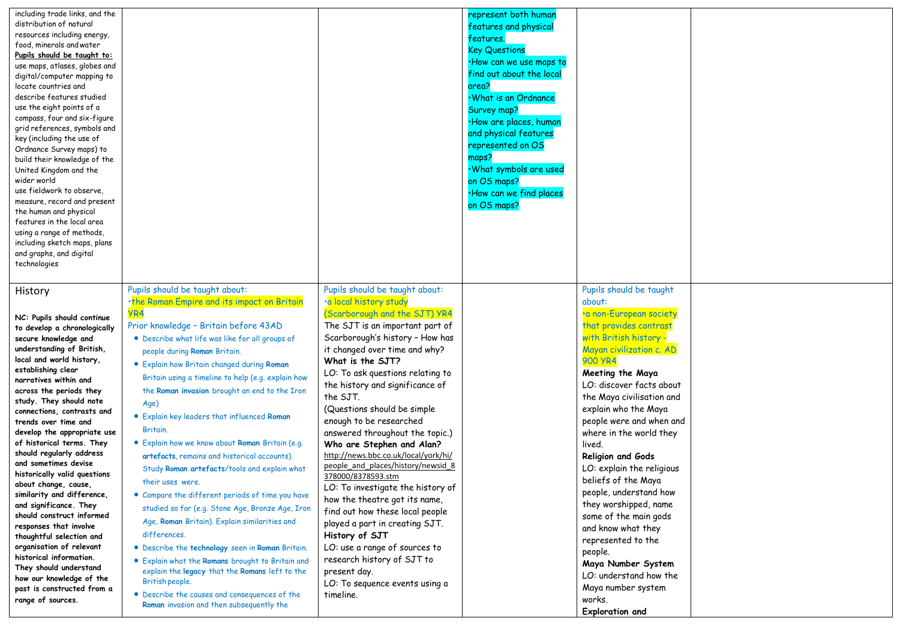| | | | | | |
|---|---|---|---|---|---|
| including trade links, and the distribution of natural resources including energy, food, minerals and water<br>**Pupils should be taught to:**<br>use maps, atlases, globes and digital/computer mapping to locate countries and describe features studied<br>use the eight points of a compass, four and six-figure grid references, symbols and key (including the use of Ordnance Survey maps) to build their knowledge of the United Kingdom and the wider world<br>use fieldwork to observe, measure, record and present the human and physical features in the local area using a range of methods, including sketch maps, plans and graphs, and digital technologies | | | represent both human features and physical features.<br>Key Questions<br>•How can we use maps to find out about the local area?<br>•What is an Ordnance Survey map?<br>•How are places, human and physical features represented on OS maps?<br>•What symbols are used on OS maps?<br>•How can we find places on OS maps? | | |
| History<br><br>**NC: Pupils should continue to develop a chronologically secure knowledge and understanding of British, local and world history, establishing clear narratives within and across the periods they study. They should note connections, contrasts and trends over time and develop the appropriate use of historical terms. They should regularly address and sometimes devise historically valid questions about change, cause, similarity and difference, and significance. They should construct informed responses that involve thoughtful selection and organisation of relevant historical information. They should understand how our knowledge of the past is constructed from a range of sources.** | Pupils should be taught about:<br>•the Roman Empire and its impact on Britain YR4<br>Prior knowledge – Britain before 43AD<br>• Describe what life was like for all groups of people during **Roman** Britain.<br>• Explain how Britain changed during **Roman** Britain using a timeline to help (e.g. explain how the **Roman invasion** brought an end to the Iron Age)<br>• Explain key leaders that influenced **Roman** Britain.<br>• Explain how we know about **Roman** Britain (e.g. **artefacts**, remains and historical accounts). Study **Roman artefacts**/tools and explain what their uses were.<br>• Compare the different periods of time you have studied so far (e.g. Stone Age, Bronze Age, Iron Age, **Roman** Britain). Explain similarities and differences.<br>• Describe the **technology** seen in **Roman** Britain.<br>• Explain what the **Romans** brought to Britain and explain the **legacy** that the **Romans** left to the British people.<br>• Describe the causes and consequences of the **Roman** invasion and then subsequently the | Pupils should be taught about:<br>•a local history study (Scarborough and the SJT) YR4<br>The SJT is an important part of Scarborough's history – How has it changed over time and why?<br>**What is the SJT?**<br>LO: To ask questions relating to the history and significance of the SJT.<br>(Questions should be simple enough to be researched answered throughout the topic.)<br>**Who are Stephen and Alan?**<br>http://news.bbc.co.uk/local/york/hi/people_and_places/history/newsid_8378000/8378593.stm<br>LO: To investigate the history of how the theatre got its name, find out how these local people played a part in creating SJT.<br>**History of SJT**<br>LO: use a range of sources to research history of SJT to present day.<br>LO: To sequence events using a timeline. | | Pupils should be taught about:<br>•a non-European society that provides contrast with British history – Mayan civilization c. AD 900 YR4<br>**Meeting the Maya**<br>LO: discover facts about the Maya civilisation and explain who the Maya people were and when and where in the world they lived.<br>**Religion and Gods**<br>LO: explain the religious beliefs of the Maya people, understand how they worshipped, name some of the main gods and know what they represented to the people.<br>**Maya Number System**<br>LO: understand how the Maya number system works.<br>**Exploration and** | |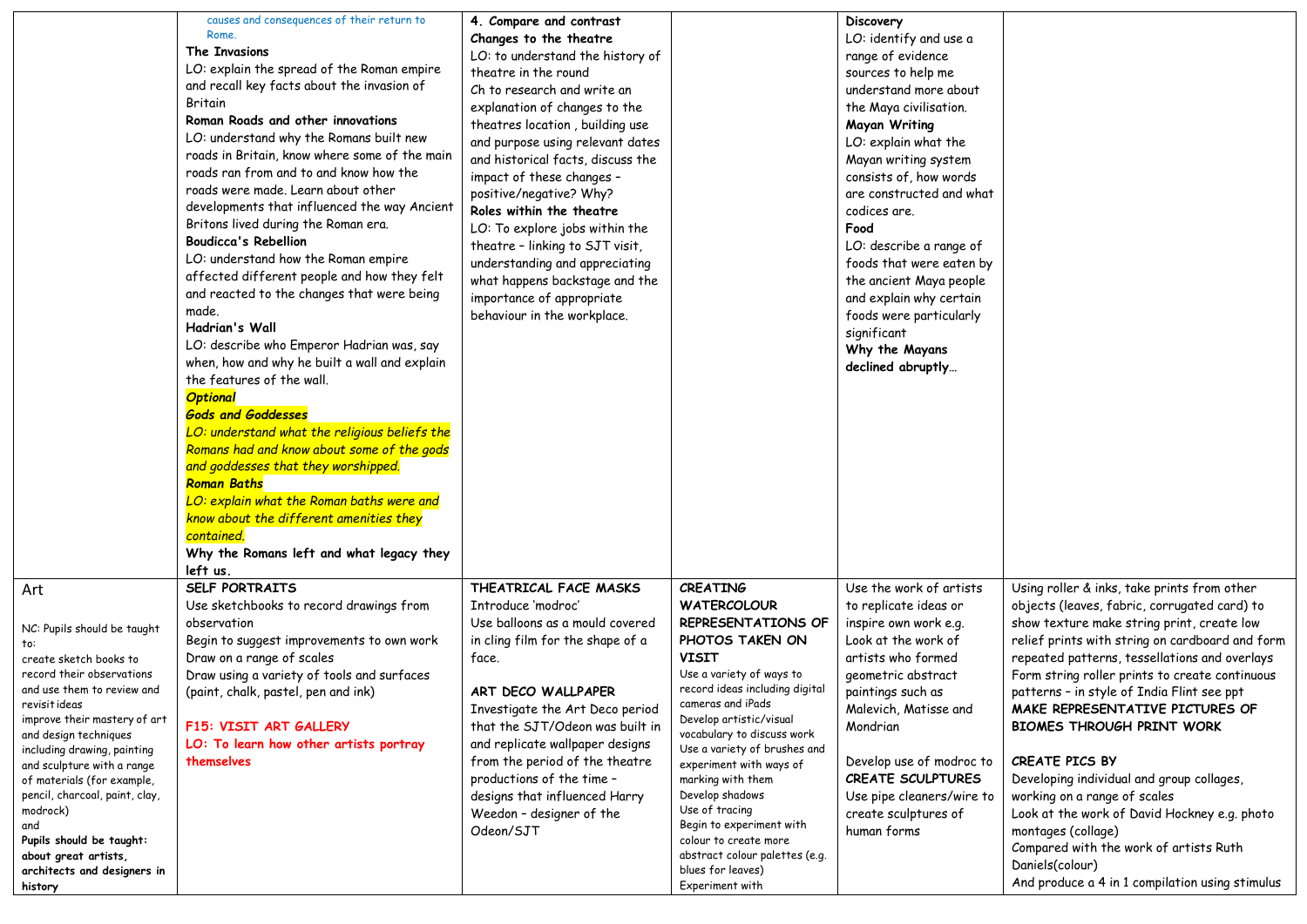| | | | | | |
|---|---|---|---|---|---|
| | causes and consequences of their return to Rome.<br>**The Invasions**<br>LO: explain the spread of the Roman empire and recall key facts about the invasion of Britain<br>**Roman Roads and other innovations**<br>LO: understand why the Romans built new roads in Britain, know where some of the main roads ran from and to and know how the roads were made. Learn about other developments that influenced the way Ancient Britons lived during the Roman era.<br>**Boudicca's Rebellion**<br>LO: understand how the Roman empire affected different people and how they felt and reacted to the changes that were being made.<br>**Hadrian's Wall**<br>LO: describe who Emperor Hadrian was, say when, how and why he built a wall and explain the features of the wall.<br>***Optional***<br>***Gods and Goddesses***<br>*LO: understand what the religious beliefs the Romans had and know about some of the gods and goddesses that they worshipped.*<br>***Roman Baths***<br>*LO: explain what the Roman baths were and know about the different amenities they contained.*<br>**Why the Romans left and what legacy they left us.** | ***4. Compare and contrast***<br>***Changes to the theatre***<br>LO: to understand the history of theatre in the round<br>Ch to research and write an explanation of changes to the theatres location , building use and purpose using relevant dates and historical facts, discuss the impact of these changes – positive/negative? Why?<br>**Roles within the theatre**<br>LO: To explore jobs within the theatre – linking to SJT visit, understanding and appreciating what happens backstage and the importance of appropriate behaviour in the workplace. | | **Discovery**<br>LO: identify and use a range of evidence sources to help me understand more about the Maya civilisation.<br>**Mayan Writing**<br>LO: explain what the Mayan writing system consists of, how words are constructed and what codices are.<br>**Food**<br>LO: describe a range of foods that were eaten by the ancient Maya people and explain why certain foods were particularly significant<br>**Why the Mayans declined abruptly…** | |
| Art<br><br>NC: Pupils should be taught to:<br>create sketch books to record their observations and use them to review and revisit ideas<br>improve their mastery of art and design techniques including drawing, painting and sculpture with a range of materials (for example, pencil, charcoal, paint, clay, modrock)<br>and<br>**Pupils should be taught: about great artists, architects and designers in history** | **SELF PORTRAITS**<br>Use sketchbooks to record drawings from observation<br>Begin to suggest improvements to own work<br>Draw on a range of scales<br>Draw using a variety of tools and surfaces (paint, chalk, pastel, pen and ink)<br><br>**F15: VISIT ART GALLERY**<br>**LO: To learn how other artists portray themselves** | **THEATRICAL FACE MASKS**<br>Introduce 'modroc'<br>Use balloons as a mould covered in cling film for the shape of a face.<br><br>**ART DECO WALLPAPER**<br>Investigate the Art Deco period that the SJT/Odeon was built in and replicate wallpaper designs from the period of the theatre productions of the time – designs that influenced Harry Weedon – designer of the Odeon/SJT | **CREATING WATERCOLOUR REPRESENTATIONS OF PHOTOS TAKEN ON VISIT**<br>Use a variety of ways to record ideas including digital cameras and iPads<br>Develop artistic/visual vocabulary to discuss work<br>Use a variety of brushes and experiment with ways of marking with them<br>Develop shadows<br>Use of tracing<br>Begin to experiment with colour to create more abstract colour palettes (e.g. blues for leaves)<br>Experiment with | Use the work of artists to replicate ideas or inspire own work e.g. Look at the work of artists who formed geometric abstract paintings such as Malevich, Matisse and Mondrian<br><br>Develop use of modroc to **CREATE SCULPTURES**<br>Use pipe cleaners/wire to create sculptures of human forms | Using roller & inks, take prints from other objects (leaves, fabric, corrugated card) to show texture make string print, create low relief prints with string on cardboard and form repeated patterns, tessellations and overlays<br>Form string roller prints to create continuous patterns – in style of India Flint see ppt<br>**MAKE REPRESENTATIVE PICTURES OF BIOMES THROUGH PRINT WORK**<br><br>**CREATE PICS BY**<br>Developing individual and group collages, working on a range of scales<br>Look at the work of David Hockney e.g. photo montages (collage)<br>Compared with the work of artists Ruth Daniels(colour)<br>And produce a 4 in 1 compilation using stimulus |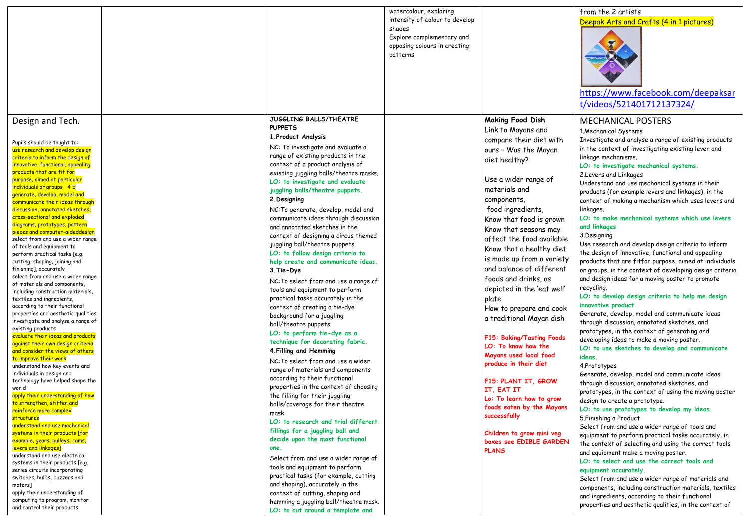| | | | | | |
|---|---|---|---|---|---|
| | | | watercolour, exploring intensity of colour to develop shades<br>Explore complementary and opposing colours in creating patterns | | from the 2 artists<br>Deepak Arts and Crafts (4 in 1 pictures)<br>https://www.facebook.com/deepaksart/videos/521401712137324/ |
| Design and Tech.<br><br>Pupils should be taught to:<br>use research and develop design criteria to inform the design of innovative, functional, appealing products that are fit for purpose, aimed at particular individuals or groups 4 5<br>generate, develop, model and communicate their ideas through discussion, annotated sketches, cross-sectional and exploded diagrams, prototypes, pattern pieces and computer-aideddesign<br>select from and use a wider range of tools and equipment to perform practical tasks [e.g. cutting, shaping, joining and finishing], accurately<br>select from and use a wider range of materials and components, including construction materials, textiles and ingredients, according to their functional properties and aesthetic qualities<br>investigate and analyse a range of existing products<br>evaluate their ideas and products against their own design criteria and consider the views of others to improve their work<br>understand how key events and individuals in design and technology have helped shape the world<br>apply their understanding of how to strengthen, stiffen and reinforce more complex structures<br>understand and use mechanical systems in their products [for example, gears, pulleys, cams, levers and linkages]<br>understand and use electrical systems in their products [e.g. series circuits incorporating switches, bulbs, buzzers and motors]<br>apply their understanding of computing to program, monitor and control their products | | **JUGGLING BALLS/THEATRE PUPPETS**<br>**1.Product Analysis**<br>NC: To investigate and evaluate a range of existing products in the context of a product analysis of existing juggling balls/theatre masks.<br>**LO: to investigate and evaluate juggling balls/theatre puppets.**<br>**2.Designing**<br>NC:To generate, develop, model and communicate ideas through discussion and annotated sketches in the context of designing a circus themed juggling ball/theatre puppets.<br>**LO: to follow design criteria to help create and communicate ideas.**<br>**3.Tie-Dye**<br>NC:To select from and use a range of tools and equipment to perform practical tasks accurately in the context of creating a tie-dye background for a juggling ball/theatre puppets.<br>**LO: to perform tie-dye as a technique for decorating fabric.**<br>**4.Filling and Hemming**<br>NC:To select from and use a wider range of materials and components according to their functional properties in the context of choosing the filling for their juggling balls/coverage for their theatre mask.<br>**LO: to research and trial different fillings for a juggling ball and decide upon the most functional one.**<br>Select from and use a wider range of tools and equipment to perform practical tasks (for example, cutting and shaping), accurately in the context of cutting, shaping and hemming a juggling ball/theatre mask.<br>**LO: to cut around a template and** | | **Making Food Dish**<br>Link to Mayans and compare their diet with ours – Was the Mayan diet healthy?<br><br>Use a wider range of materials and components,<br>food ingredients,<br>Know that food is grown<br>Know that seasons may affect the food available<br>Know that a healthy diet is made up from a variety and balance of different foods and drinks, as depicted in the 'eat well' plate<br>How to prepare and cook a traditional Mayan dish<br><br>**F15: Baking/Tasting Foods**<br>**LO: To know how the Mayans used local food produce in their diet**<br><br>**F15: PLANT IT, GROW IT, EAT IT**<br>**Lo: To learn how to grow foods eaten by the Mayans successfully**<br><br>**Children to grow mini veg boxes see EDIBLE GARDEN PLANS** | MECHANICAL POSTERS<br>1.Mechanical Systems<br>Investigate and analyse a range of existing products in the context of investigating existing lever and linkage mechanisms.<br>**LO: to investigate mechanical systems.**<br>2.Levers and Linkages<br>Understand and use mechanical systems in their products (for example levers and linkages), in the context of making a mechanism which uses levers and linkages.<br>**LO: to make mechanical systems which use levers and linkages**<br>3.Designing<br>Use research and develop design criteria to inform the design of innovative, functional and appealing products that are fitfor purpose, aimed at individuals or groups, in the context of developing design criteria and design ideas for a moving poster to promote recycling.<br>**LO: to develop design criteria to help me design innovative product.**<br>Generate, develop, model and communicate ideas through discussion, annotated sketches, and prototypes, in the context of generating and developing ideas to make a moving poster.<br>**LO: to use sketches to develop and communicate ideas.**<br>4.Prototypes<br>Generate, develop, model and communicate ideas through discussion, annotated sketches, and prototypes, in the context of using the moving poster design to create a prototype.<br>**LO: to use prototypes to develop my ideas.**<br>5.Finishing a Product<br>Select from and use a wider range of tools and equipment to perform practical tasks accurately, in the context of selecting and using the correct tools and equipment make a moving poster.<br>**LO: to select and use the correct tools and equipment accurately.**<br>Select from and use a wider range of materials and components, including construction materials, textiles and ingredients, according to their functional properties and aesthetic qualities, in the context of |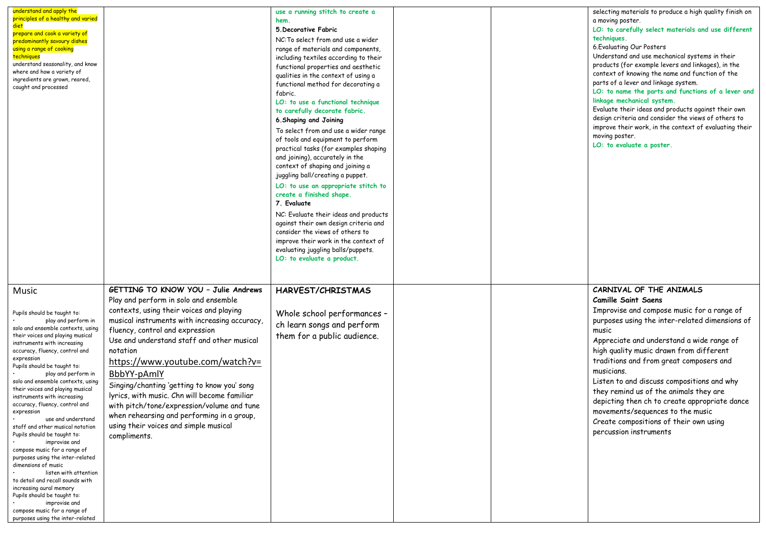| | | | | | |
|---|---|---|---|---|---|
| understand and apply the principles of a healthy and varied diet<br>prepare and cook a variety of predominantly savoury dishes using a range of cooking techniques<br>understand seasonality, and know where and how a variety of ingredients are grown, reared, caught and processed | | **use a running stitch to create a hem.**<br>**5.Decorative Fabric**<br>NC:To select from and use a wider range of materials and components, including textiles according to their functional properties and aesthetic qualities in the context of using a functional method for decorating a fabric.<br>**LO: to use a functional technique to carefully decorate fabric.**<br>**6.Shaping and Joining**<br>To select from and use a wider range of tools and equipment to perform practical tasks (for examples shaping and joining), accurately in the context of shaping and joining a juggling ball/creating a puppet.<br>**LO: to use an appropriate stitch to create a finished shape.**<br>**7. Evaluate**<br>NC: Evaluate their ideas and products against their own design criteria and consider the views of others to improve their work in the context of evaluating juggling balls/puppets.<br>**LO: to evaluate a product.** | | | selecting materials to produce a high quality finish on a moving poster.<br>**LO: to carefully select materials and use different techniques.**<br>6.Evaluating Our Posters<br>Understand and use mechanical systems in their products (for example levers and linkages), in the context of knowing the name and function of the parts of a lever and linkage system.<br>**LO: to name the parts and functions of a lever and linkage mechanical system.**<br>Evaluate their ideas and products against their own design criteria and consider the views of others to improve their work, in the context of evaluating their moving poster.<br>**LO: to evaluate a poster.** |
| Music<br><br>Pupils should be taught to:<br>· play and perform in solo and ensemble contexts, using their voices and playing musical instruments with increasing accuracy, fluency, control and expression<br>Pupils should be taught to:<br>· play and perform in solo and ensemble contexts, using their voices and playing musical instruments with increasing accuracy, fluency, control and expression<br>· use and understand staff and other musical notation<br>Pupils should be taught to:<br>· improvise and compose music for a range of purposes using the inter-related dimensions of music<br>· listen with attention to detail and recall sounds with increasing aural memory<br>Pupils should be taught to:<br>· improvise and compose music for a range of purposes using the inter-related | **GETTING TO KNOW YOU – Julie Andrews**<br>Play and perform in solo and ensemble contexts, using their voices and playing musical instruments with increasing accuracy, fluency, control and expression<br>Use and understand staff and other musical notation<br>https://www.youtube.com/watch?v=BbbYY-pAmlY<br>Singing/chanting 'getting to know you' song lyrics, with music. Chn will become familiar with pitch/tone/expression/volume and tune when rehearsing and performing in a group, using their voices and simple musical compliments. | **HARVEST/CHRISTMAS**<br><br>Whole school performances – ch learn songs and perform them for a public audience. | | | **CARNIVAL OF THE ANIMALS**<br>**Camille Saint Saens**<br>Improvise and compose music for a range of purposes using the inter-related dimensions of music<br>Appreciate and understand a wide range of high quality music drawn from different traditions and from great composers and musicians.<br>Listen to and discuss compositions and why they remind us of the animals they are depicting then ch to create appropriate dance movements/sequences to the music<br>Create compositions of their own using percussion instruments |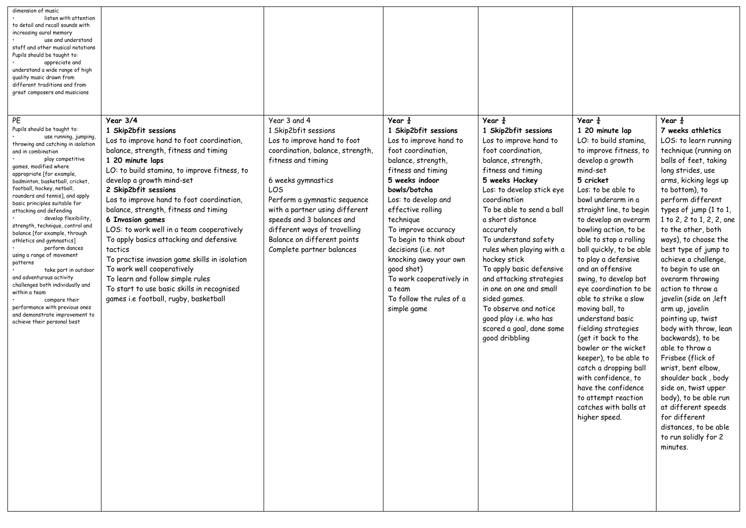| | | | | | | |
|---|---|---|---|---|---|---|
| dimension of music<br>· listen with attention to detail and recall sounds with increasing aural memory<br>· use and understand staff and other musical notations<br>Pupils should be taught to:<br>· appreciate and understand a wide range of high quality music drawn from different traditions and from great composers and musicians | | | | | | |
| PE<br>Pupils should be taught to:<br>· use running, jumping, throwing and catching in isolation and in combination<br>· play competitive games, modified where appropriate [for example, badminton, basketball, cricket, football, hockey, netball, rounders and tennis], and apply basic principles suitable for attacking and defending<br>· develop flexibility, strength, technique, control and balance [for example, through athletics and gymnastics]<br>· perform dances using a range of movement patterns<br>· take part in outdoor and adventurous activity challenges both individually and within a team<br>· compare their performance with previous ones and demonstrate improvement to achieve their personal best | **Year 3/4**<br>**1 Skip2bfit sessions**<br>Los to improve hand to foot coordination, balance, strength, fitness and timing<br>**1 20 minute laps**<br>LO: to build stamina, to improve fitness, to develop a growth mind-set<br>**2 Skip2bfit sessions**<br>Los to improve hand to foot coordination, balance, strength, fitness and timing<br>**6 Invasion games**<br>LOS: to work well in a team cooperatively<br>To apply basics attacking and defensive tactics<br>To practise invasion game skills in isolation<br>To work well cooperatively<br>To learn and follow simple rules<br>To start to use basic skills in recognised games i.e football, rugby, basketball | Year 3 and 4<br>1 Skip2bfit sessions<br>Los to improve hand to foot coordination, balance, strength, fitness and timing<br><br>6 weeks gymnastics<br>LOS<br>Perform a gymnastic sequence with a partner using different speeds and 3 balances and different ways of travelling<br>Balance on different points<br>Complete partner balances | **Year ¾**<br>**1 Skip2bfit sessions**<br>Los to improve hand to foot coordination, balance, strength, fitness and timing<br>**5 weeks indoor bowls/botcha**<br>Los: to develop and effective rolling technique<br>To improve accuracy<br>To begin to think about decisions (i.e. not knocking away your own good shot)<br>To work cooperatively in a team<br>To follow the rules of a simple game | **Year ¾**<br>**1 Skip2bfit sessions**<br>Los to improve hand to foot coordination, balance, strength, fitness and timing<br>**5 weeks Hockey**<br>Los: to develop stick eye coordination<br>To be able to send a ball a short distance accurately<br>To understand safety rules when playing with a hockey stick<br>To apply basic defensive and attacking strategies in one on one and small sided games.<br>To observe and notice good play i.e. who has scored a goal, done some good dribbling | **Year ¾**<br>**1 20 minute lap**<br>LO: to build stamina, to improve fitness, to develop a growth mind-set<br>**5 cricket**<br>Los: to be able to bowl underarm in a straight line, to begin to develop an overarm bowling action, to be able to stop a rolling ball quickly, to be able to play a defensive and an offensive swing, to develop bat eye coordination to be able to strike a slow moving ball, to understand basic fielding strategies (get it back to the bowler or the wicket keeper), to be able to catch a dropping ball with confidence, to have the confidence to attempt reaction catches with balls at higher speed. | **Year ¾**<br>**7 weeks athletics**<br>LOS: to learn running technique (running on balls of feet, taking long strides, use arms, kicking legs up to bottom), to perform different types of jump (1 to 1, 1 to 2, 2 to 1, 2, 2, one to the other, both ways), to choose the best type of jump to achieve a challenge, to begin to use an overarm throwing action to throw a javelin (side on ,left arm up, javelin pointing up, twist body with throw, lean backwards), to be able to throw a Frisbee (flick of wrist, bent elbow, shoulder back , body side on, twist upper body), to be able run at different speeds for different distances, to be able to run solidly for 2 minutes. |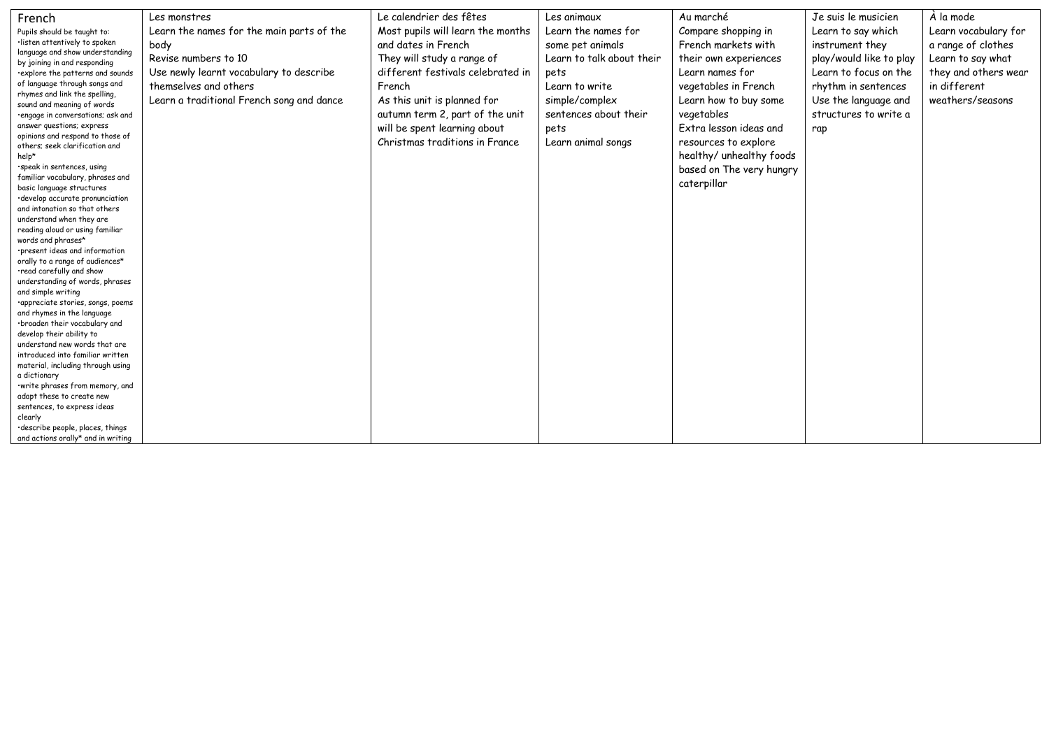| | | | | | | |
|---|---|---|---|---|---|---|
| French<br>Pupils should be taught to:<br>·listen attentively to spoken language and show understanding by joining in and responding<br>·explore the patterns and sounds of language through songs and rhymes and link the spelling, sound and meaning of words<br>·engage in conversations; ask and answer questions; express opinions and respond to those of others; seek clarification and help*<br>·speak in sentences, using familiar vocabulary, phrases and basic language structures<br>·develop accurate pronunciation and intonation so that others understand when they are reading aloud or using familiar words and phrases*<br>·present ideas and information orally to a range of audiences*<br>·read carefully and show understanding of words, phrases and simple writing<br>·appreciate stories, songs, poems and rhymes in the language<br>·broaden their vocabulary and develop their ability to understand new words that are introduced into familiar written material, including through using a dictionary<br>·write phrases from memory, and adapt these to create new sentences, to express ideas clearly<br>·describe people, places, things and actions orally* and in writing | Les monstres<br>Learn the names for the main parts of the body<br>Revise numbers to 10<br>Use newly learnt vocabulary to describe themselves and others<br>Learn a traditional French song and dance | Le calendrier des fêtes<br>Most pupils will learn the months and dates in French<br>They will study a range of different festivals celebrated in French<br>As this unit is planned for autumn term 2, part of the unit will be spent learning about Christmas traditions in France | Les animaux<br>Learn the names for some pet animals<br>Learn to talk about their pets<br>Learn to write simple/complex sentences about their pets<br>Learn animal songs | Au marché<br>Compare shopping in French markets with their own experiences<br>Learn names for vegetables in French<br>Learn how to buy some vegetables<br>Extra lesson ideas and resources to explore healthy/ unhealthy foods based on The very hungry caterpillar | Je suis le musicien<br>Learn to say which instrument they play/would like to play<br>Learn to focus on the rhythm in sentences<br>Use the language and structures to write a rap | À la mode<br>Learn vocabulary for a range of clothes<br>Learn to say what they and others wear in different weathers/seasons |